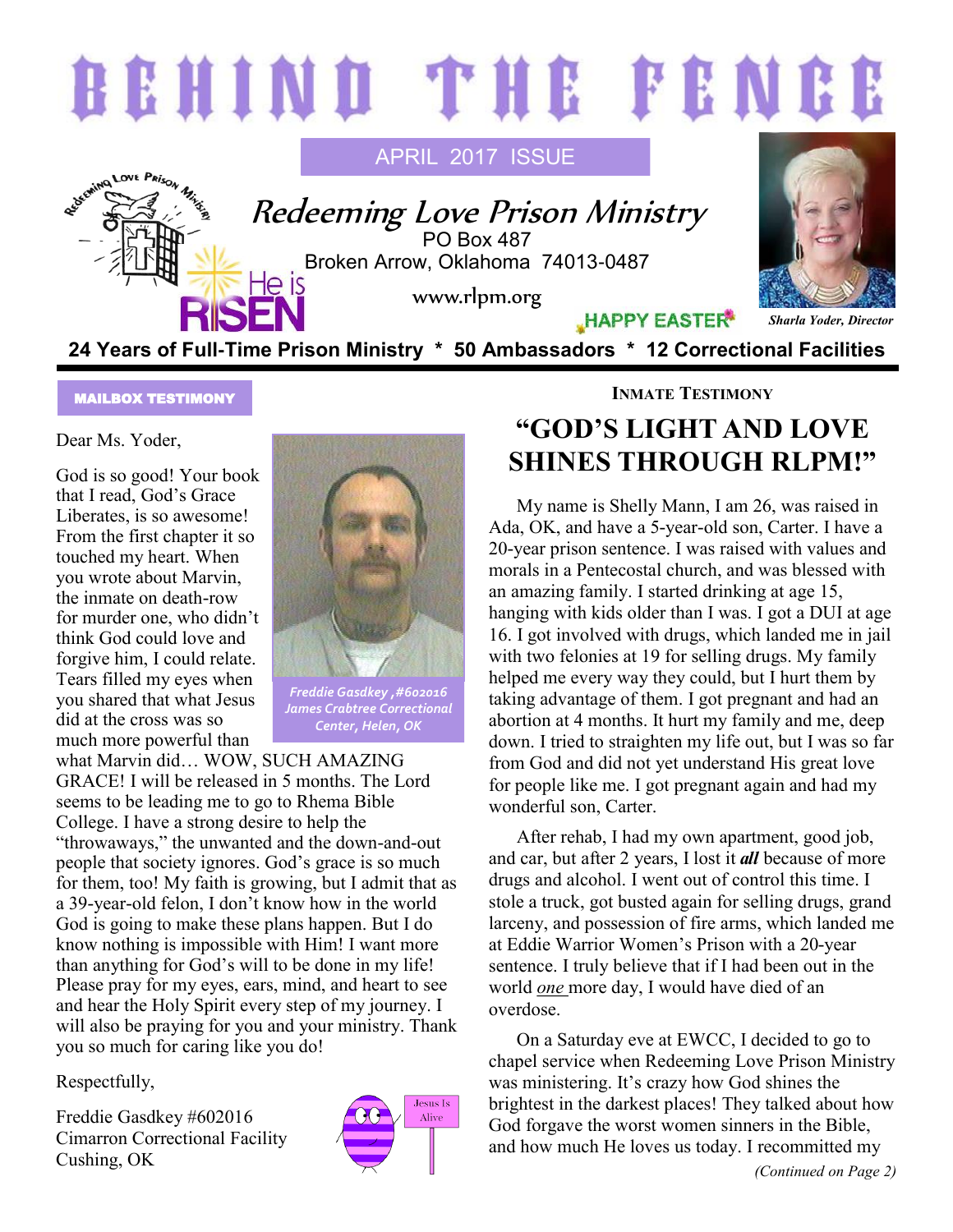# BEHIND THE FENCE

APRIL 2017 ISSUE

## Redeeming Love Prison Ministry

PO Box 487
Broken Arrow, Oklahoma 74013-0487

www.rlpm.org

He is RISEN

HAPPY EASTER

*Sharla Yoder, Director*

**24 Years of Full-Time Prison Ministry * 50 Ambassadors * 12 Correctional Facilities**

### MAILBOX TESTIMONY

Dear Ms. Yoder,

God is so good! Your book that I read, God's Grace Liberates, is so awesome! From the first chapter it so touched my heart. When you wrote about Marvin, the inmate on death-row for murder one, who didn't think God could love and forgive him, I could relate. Tears filled my eyes when you shared that what Jesus did at the cross was so much more powerful than what Marvin did… WOW, SUCH AMAZING GRACE! I will be released in 5 months. The Lord seems to be leading me to go to Rhema Bible College. I have a strong desire to help the "throwaways," the unwanted and the down-and-out people that society ignores. God's grace is so much for them, too! My faith is growing, but I admit that as a 39-year-old felon, I don't know how in the world God is going to make these plans happen. But I do know nothing is impossible with Him! I want more than anything for God's will to be done in my life! Please pray for my eyes, ears, mind, and heart to see and hear the Holy Spirit every step of my journey. I will also be praying for you and your ministry. Thank you so much for caring like you do!

*Freddie Gasdkey ,#602016 James Crabtree Correctional Center, Helen, OK*

Respectfully,

Freddie Gasdkey #602016
Cimarron Correctional Facility
Cushing, OK

Jesus Is Alive

### INMATE TESTIMONY

## "GOD'S LIGHT AND LOVE SHINES THROUGH RLPM!"

My name is Shelly Mann, I am 26, was raised in Ada, OK, and have a 5-year-old son, Carter. I have a 20-year prison sentence. I was raised with values and morals in a Pentecostal church, and was blessed with an amazing family. I started drinking at age 15, hanging with kids older than I was. I got a DUI at age 16. I got involved with drugs, which landed me in jail with two felonies at 19 for selling drugs. My family helped me every way they could, but I hurt them by taking advantage of them. I got pregnant and had an abortion at 4 months. It hurt my family and me, deep down. I tried to straighten my life out, but I was so far from God and did not yet understand His great love for people like me. I got pregnant again and had my wonderful son, Carter.

After rehab, I had my own apartment, good job, and car, but after 2 years, I lost it ***all*** because of more drugs and alcohol. I went out of control this time. I stole a truck, got busted again for selling drugs, grand larceny, and possession of fire arms, which landed me at Eddie Warrior Women's Prison with a 20-year sentence. I truly believe that if I had been out in the world *one* more day, I would have died of an overdose.

On a Saturday eve at EWCC, I decided to go to chapel service when Redeeming Love Prison Ministry was ministering. It's crazy how God shines the brightest in the darkest places! They talked about how God forgave the worst women sinners in the Bible, and how much He loves us today. I recommitted my

*(Continued on Page 2)*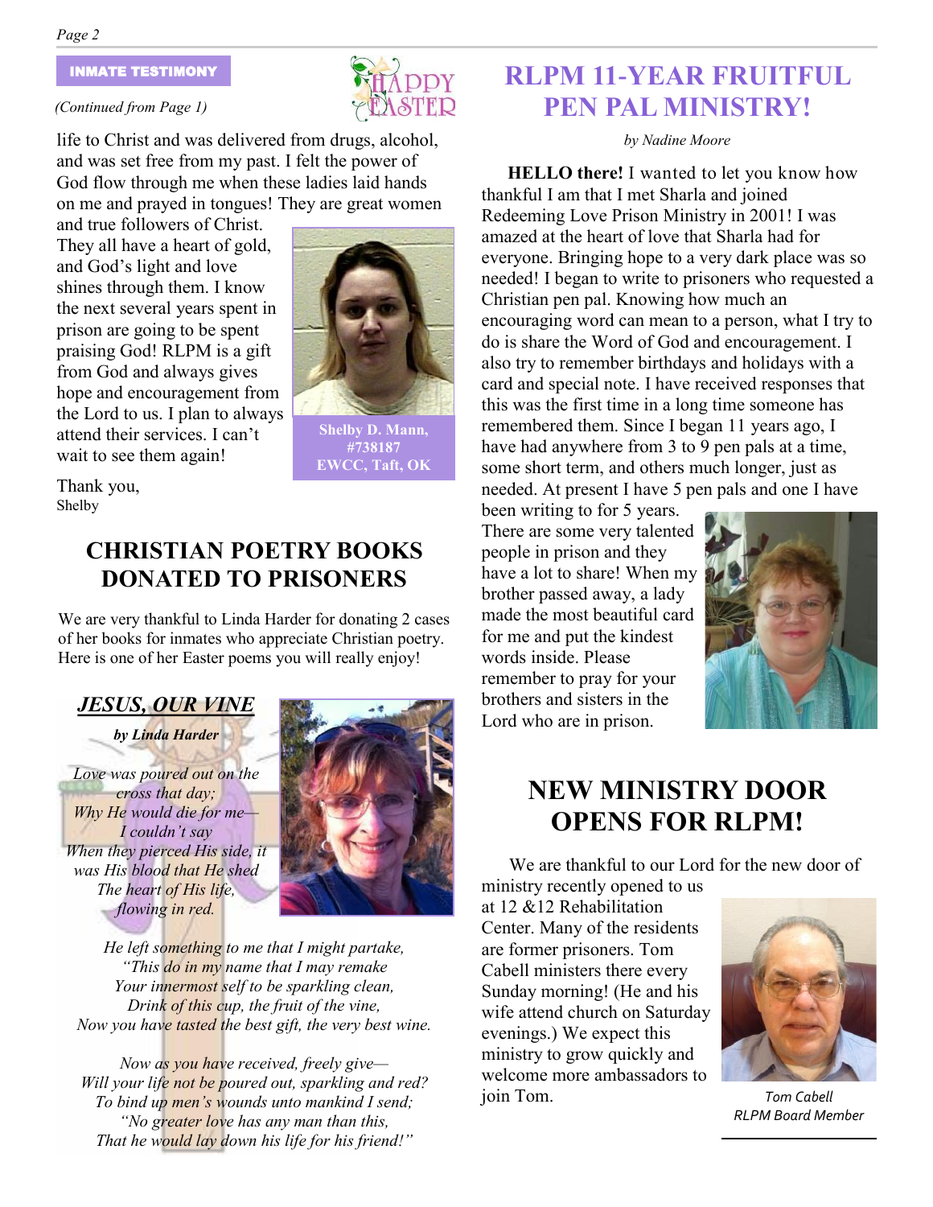INMATE TESTIMONY

*(Continued from Page 1)*

life to Christ and was delivered from drugs, alcohol, and was set free from my past. I felt the power of God flow through me when these ladies laid hands on me and prayed in tongues! They are great women and true followers of Christ. They all have a heart of gold, and God's light and love shines through them. I know the next several years spent in prison are going to be spent praising God! RLPM is a gift from God and always gives hope and encouragement from the Lord to us. I plan to always attend their services. I can't wait to see them again!

Thank you,
Shelby

Shelby D. Mann, #738187 EWCC, Taft, OK

## CHRISTIAN POETRY BOOKS DONATED TO PRISONERS

We are very thankful to Linda Harder for donating 2 cases of her books for inmates who appreciate Christian poetry. Here is one of her Easter poems you will really enjoy!

### *JESUS, OUR VINE*

***by Linda Harder***

*Love was poured out on the cross that day;*
*Why He would die for me—*
*I couldn't say*
*When they pierced His side, it was His blood that He shed*
*The heart of His life, flowing in red.*

*He left something to me that I might partake,*
*"This do in my name that I may remake*
*Your innermost self to be sparkling clean,*
*Drink of this cup, the fruit of the vine,*
*Now you have tasted the best gift, the very best wine.*

*Now as you have received, freely give—*
*Will your life not be poured out, sparkling and red?*
*To bind up men's wounds unto mankind I send;*
*"No greater love has any man than this,*
*That he would lay down his life for his friend!"*

## RLPM 11-YEAR FRUITFUL PEN PAL MINISTRY!

*by Nadine Moore*

**HELLO there!** I wanted to let you know how thankful I am that I met Sharla and joined Redeeming Love Prison Ministry in 2001! I was amazed at the heart of love that Sharla had for everyone. Bringing hope to a very dark place was so needed! I began to write to prisoners who requested a Christian pen pal. Knowing how much an encouraging word can mean to a person, what I try to do is share the Word of God and encouragement. I also try to remember birthdays and holidays with a card and special note. I have received responses that this was the first time in a long time someone has remembered them. Since I began 11 years ago, I have had anywhere from 3 to 9 pen pals at a time, some short term, and others much longer, just as needed. At present I have 5 pen pals and one I have been writing to for 5 years. There are some very talented people in prison and they have a lot to share! When my brother passed away, a lady made the most beautiful card for me and put the kindest words inside. Please remember to pray for your brothers and sisters in the Lord who are in prison.

## NEW MINISTRY DOOR OPENS FOR RLPM!

We are thankful to our Lord for the new door of ministry recently opened to us at 12 &12 Rehabilitation Center. Many of the residents are former prisoners. Tom Cabell ministers there every Sunday morning! (He and his wife attend church on Saturday evenings.) We expect this ministry to grow quickly and welcome more ambassadors to join Tom.

*Tom Cabell*
*RLPM Board Member*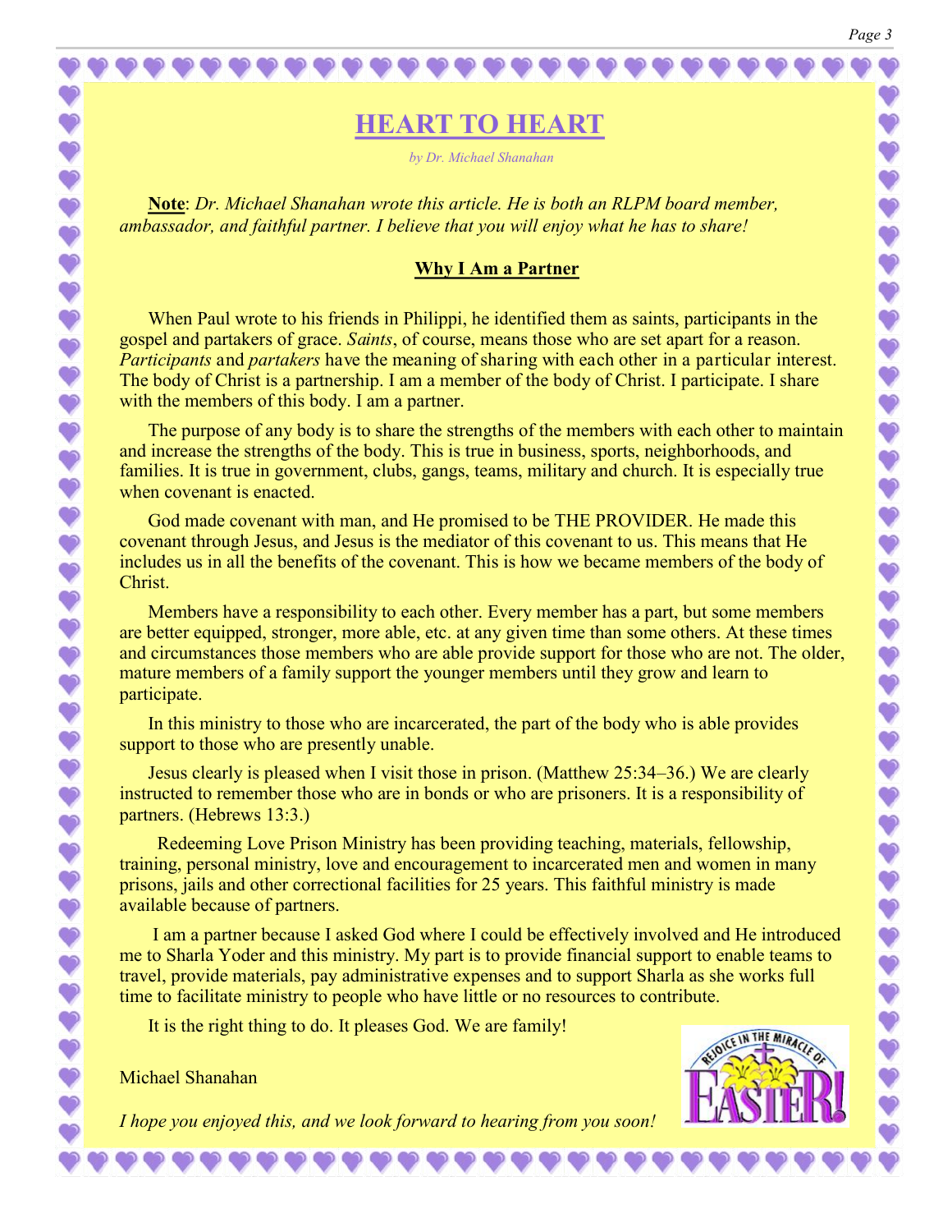# HEARD TO HEART

*by Dr. Michael Shanahan*

**Note**: *Dr. Michael Shanahan wrote this article. He is both an RLPM board member, ambassador, and faithful partner. I believe that you will enjoy what he has to share!*

## Why I Am a Partner

When Paul wrote to his friends in Philippi, he identified them as saints, participants in the gospel and partakers of grace. *Saints*, of course, means those who are set apart for a reason. *Participants* and *partakers* have the meaning of sharing with each other in a particular interest. The body of Christ is a partnership. I am a member of the body of Christ. I participate. I share with the members of this body. I am a partner.

The purpose of any body is to share the strengths of the members with each other to maintain and increase the strengths of the body. This is true in business, sports, neighborhoods, and families. It is true in government, clubs, gangs, teams, military and church. It is especially true when covenant is enacted.

God made covenant with man, and He promised to be THE PROVIDER. He made this covenant through Jesus, and Jesus is the mediator of this covenant to us. This means that He includes us in all the benefits of the covenant. This is how we became members of the body of Christ.

Members have a responsibility to each other. Every member has a part, but some members are better equipped, stronger, more able, etc. at any given time than some others. At these times and circumstances those members who are able provide support for those who are not. The older, mature members of a family support the younger members until they grow and learn to participate.

In this ministry to those who are incarcerated, the part of the body who is able provides support to those who are presently unable.

Jesus clearly is pleased when I visit those in prison. (Matthew 25:34–36.) We are clearly instructed to remember those who are in bonds or who are prisoners. It is a responsibility of partners. (Hebrews 13:3.)

Redeeming Love Prison Ministry has been providing teaching, materials, fellowship, training, personal ministry, love and encouragement to incarcerated men and women in many prisons, jails and other correctional facilities for 25 years. This faithful ministry is made available because of partners.

I am a partner because I asked God where I could be effectively involved and He introduced me to Sharla Yoder and this ministry. My part is to provide financial support to enable teams to travel, provide materials, pay administrative expenses and to support Sharla as she works full time to facilitate ministry to people who have little or no resources to contribute.

It is the right thing to do. It pleases God. We are family!

Michael Shanahan

*I hope you enjoyed this, and we look forward to hearing from you soon!*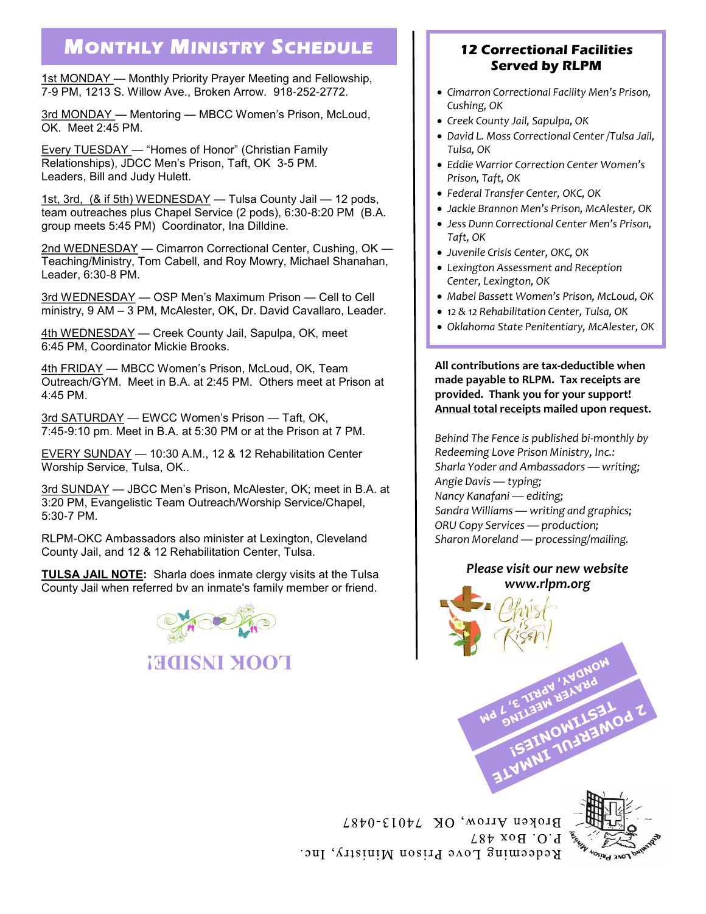## MONTHLY MINISTRY SCHEDULE

1st MONDAY — Monthly Priority Prayer Meeting and Fellowship, 7-9 PM, 1213 S. Willow Ave., Broken Arrow. 918-252-2772.

3rd MONDAY — Mentoring — MBCC Women's Prison, McLoud, OK. Meet 2:45 PM.

Every TUESDAY — "Homes of Honor" (Christian Family Relationships), JDCC Men's Prison, Taft, OK 3-5 PM. Leaders, Bill and Judy Hulett.

1st, 3rd, (& if 5th) WEDNESDAY — Tulsa County Jail — 12 pods, team outreaches plus Chapel Service (2 pods), 6:30-8:20 PM (B.A. group meets 5:45 PM) Coordinator, Ina Dilldine.

2nd WEDNESDAY — Cimarron Correctional Center, Cushing, OK — Teaching/Ministry, Tom Cabell, and Roy Mowry, Michael Shanahan, Leader, 6:30-8 PM.

3rd WEDNESDAY — OSP Men's Maximum Prison — Cell to Cell ministry, 9 AM – 3 PM, McAlester, OK, Dr. David Cavallaro, Leader.

4th WEDNESDAY — Creek County Jail, Sapulpa, OK, meet 6:45 PM, Coordinator Mickie Brooks.

4th FRIDAY — MBCC Women's Prison, McLoud, OK, Team Outreach/GYM. Meet in B.A. at 2:45 PM. Others meet at Prison at 4:45 PM.

3rd SATURDAY — EWCC Women's Prison — Taft, OK, 7:45-9:10 pm. Meet in B.A. at 5:30 PM or at the Prison at 7 PM.

EVERY SUNDAY — 10:30 A.M., 12 & 12 Rehabilitation Center Worship Service, Tulsa, OK..

3rd SUNDAY — JBCC Men's Prison, McAlester, OK; meet in B.A. at 3:20 PM, Evangelistic Team Outreach/Worship Service/Chapel, 5:30-7 PM.

RLPM-OKC Ambassadors also minister at Lexington, Cleveland County Jail, and 12 & 12 Rehabilitation Center, Tulsa.

**TULSA JAIL NOTE:** Sharla does inmate clergy visits at the Tulsa County Jail when referred by an inmate's family member or friend.

LOOK INSIDE!

### 12 Correctional Facilities Served by RLPM

- *Cimarron Correctional Facility Men's Prison, Cushing, OK*
- *Creek County Jail, Sapulpa, OK*
- *David L. Moss Correctional Center /Tulsa Jail, Tulsa, OK*
- *Eddie Warrior Correction Center Women's Prison, Taft, OK*
- *Federal Transfer Center, OKC, OK*
- *Jackie Brannon Men's Prison, McAlester, OK*
- *Jess Dunn Correctional Center Men's Prison, Taft, OK*
- *Juvenile Crisis Center, OKC, OK*
- *Lexington Assessment and Reception Center, Lexington, OK*
- *Mabel Bassett Women's Prison, McLoud, OK*
- *12 & 12 Rehabilitation Center, Tulsa, OK*
- *Oklahoma State Penitentiary, McAlester, OK*

**All contributions are tax-deductible when made payable to RLPM. Tax receipts are provided. Thank you for your support! Annual total receipts mailed upon request.**

*Behind The Fence is published bi-monthly by Redeeming Love Prison Ministry, Inc.:*
*Sharla Yoder and Ambassadors — writing;*
*Angie Davis — typing;*
*Nancy Kanafani — editing;*
*Sandra Williams — writing and graphics;*
*ORU Copy Services — production;*
*Sharon Moreland — processing/mailing.*

***Please visit our new website www.rlpm.org***

Christ is Risen!

MONDAY, APRIL 3, 7 pm PRAYER MEETING

2 POWERFUL INMATE TESTIMONIES!

Redeeming Love Prison Ministry, Inc.
P.O. Box 487
Broken Arrow, OK 74013-0487